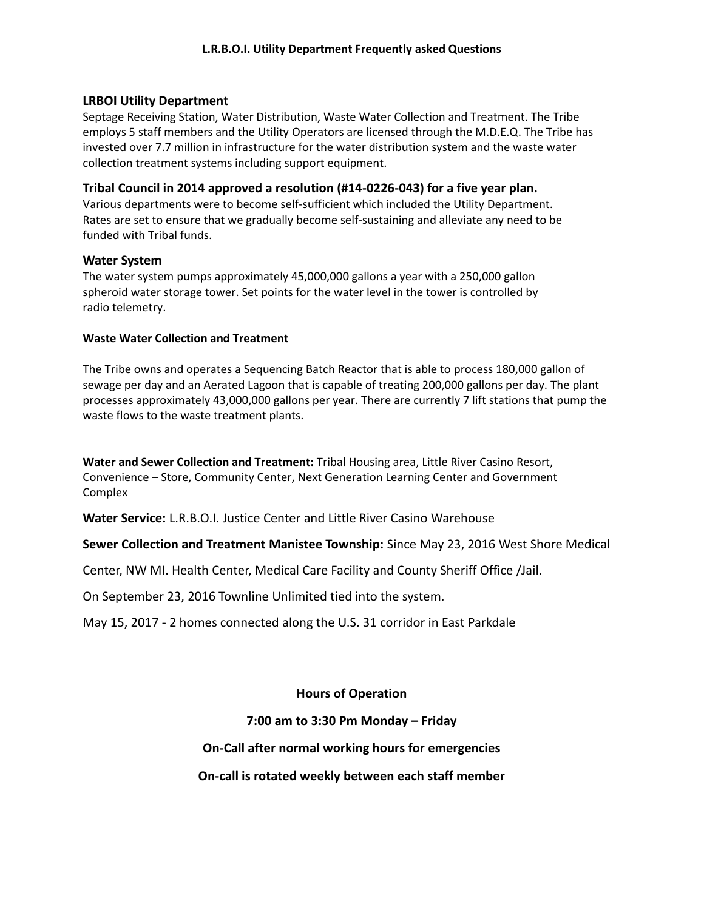# L.R.B.O.I. Utility Department Frequently asked Questions

## LRBOI Utility Department

Septage Receiving Station, Water Distribution, Waste Water Collection and Treatment. The Tribe employs 5 staff members and the Utility Operators are licensed through the M.D.E.Q. The Tribe has invested over 7.7 million in infrastructure for the water distribution system and the waste water collection treatment systems including support equipment.

## Tribal Council in 2014 approved a resolution (#14-0226-043) for a five year plan.

Various departments were to become self-sufficient which included the Utility Department. Rates are set to ensure that we gradually become self-sustaining and alleviate any need to be funded with Tribal funds.

## Water System

The water system pumps approximately 45,000,000 gallons a year with a 250,000 gallon spheroid water storage tower. Set points for the water level in the tower is controlled by radio telemetry.

### Waste Water Collection and Treatment

The Tribe owns and operates a Sequencing Batch Reactor that is able to process 180,000 gallon of sewage per day and an Aerated Lagoon that is capable of treating 200,000 gallons per day. The plant processes approximately 43,000,000 gallons per year. There are currently 7 lift stations that pump the waste flows to the waste treatment plants.

**Water and Sewer Collection and Treatment:** Tribal Housing area, Little River Casino Resort, Convenience – Store, Community Center, Next Generation Learning Center and Government Complex

**Water Service:** L.R.B.O.I. Justice Center and Little River Casino Warehouse

**Sewer Collection and Treatment Manistee Township:** Since May 23, 2016 West Shore Medical Center, NW MI. Health Center, Medical Care Facility and County Sheriff Office /Jail.

On September 23, 2016 Townline Unlimited tied into the system.

May 15, 2017 - 2 homes connected along the U.S. 31 corridor in East Parkdale

**Hours of Operation**

**7:00 am to 3:30 Pm Monday – Friday**

**On-Call after normal working hours for emergencies**

**On-call is rotated weekly between each staff member**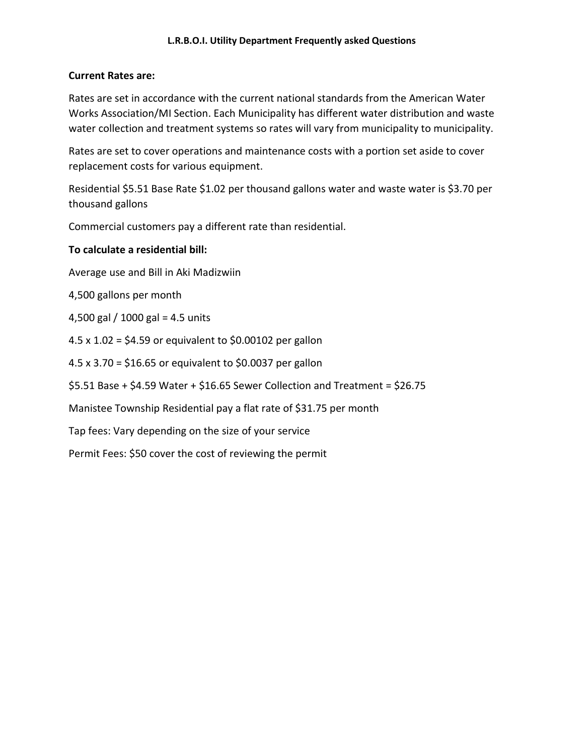# L.R.B.O.I. Utility Department Frequently asked Questions

**Current Rates are:**

Rates are set in accordance with the current national standards from the American Water Works Association/MI Section. Each Municipality has different water distribution and waste water collection and treatment systems so rates will vary from municipality to municipality.

Rates are set to cover operations and maintenance costs with a portion set aside to cover replacement costs for various equipment.

Residential $5.51 Base Rate $1.02 per thousand gallons water and waste water is $3.70 per thousand gallons

Commercial customers pay a different rate than residential.

**To calculate a residential bill:**

Average use and Bill in Aki Madizwiin

4,500 gallons per month

4,500 gal / 1000 gal = 4.5 units

4.5 x 1.02 = $4.59 or equivalent to $0.00102 per gallon

4.5 x 3.70 = $16.65 or equivalent to $0.0037 per gallon

$5.51 Base + $4.59 Water + $16.65 Sewer Collection and Treatment = $26.75

Manistee Township Residential pay a flat rate of $31.75 per month

Tap fees: Vary depending on the size of your service

Permit Fees: $50 cover the cost of reviewing the permit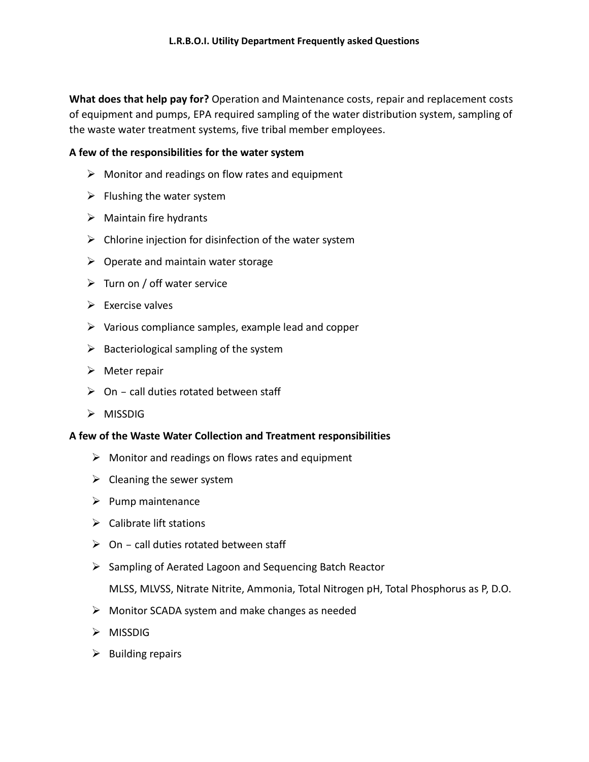**What does that help pay for?** Operation and Maintenance costs, repair and replacement costs of equipment and pumps, EPA required sampling of the water distribution system, sampling of the waste water treatment systems, five tribal member employees.

**A few of the responsibilities for the water system**

- Monitor and readings on flow rates and equipment
- Flushing the water system
- Maintain fire hydrants
- Chlorine injection for disinfection of the water system
- Operate and maintain water storage
- Turn on / off water service
- Exercise valves
- Various compliance samples, example lead and copper
- Bacteriological sampling of the system
- Meter repair
- On – call duties rotated between staff
- MISSDIG

**A few of the Waste Water Collection and Treatment responsibilities**

- Monitor and readings on flows rates and equipment
- Cleaning the sewer system
- Pump maintenance
- Calibrate lift stations
- On – call duties rotated between staff
- Sampling of Aerated Lagoon and Sequencing Batch Reactor

  MLSS, MLVSS, Nitrate Nitrite, Ammonia, Total Nitrogen pH, Total Phosphorus as P, D.O.
- Monitor SCADA system and make changes as needed
- MISSDIG
- Building repairs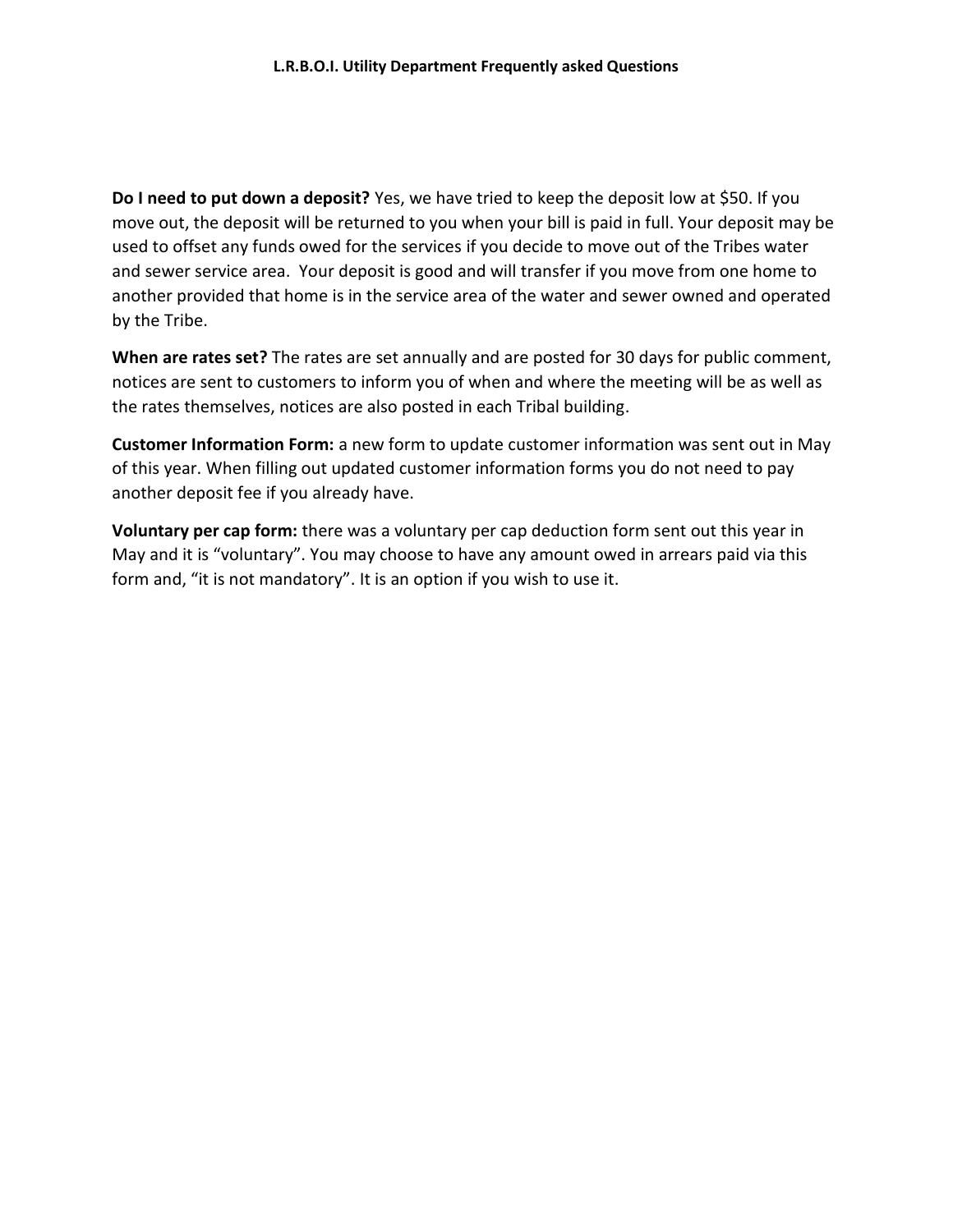**L.R.B.O.I. Utility Department Frequently asked Questions**

**Do I need to put down a deposit?** Yes, we have tried to keep the deposit low at $50. If you move out, the deposit will be returned to you when your bill is paid in full. Your deposit may be used to offset any funds owed for the services if you decide to move out of the Tribes water and sewer service area. Your deposit is good and will transfer if you move from one home to another provided that home is in the service area of the water and sewer owned and operated by the Tribe.

**When are rates set?** The rates are set annually and are posted for 30 days for public comment, notices are sent to customers to inform you of when and where the meeting will be as well as the rates themselves, notices are also posted in each Tribal building.

**Customer Information Form:** a new form to update customer information was sent out in May of this year. When filling out updated customer information forms you do not need to pay another deposit fee if you already have.

**Voluntary per cap form:** there was a voluntary per cap deduction form sent out this year in May and it is "voluntary". You may choose to have any amount owed in arrears paid via this form and, "it is not mandatory". It is an option if you wish to use it.